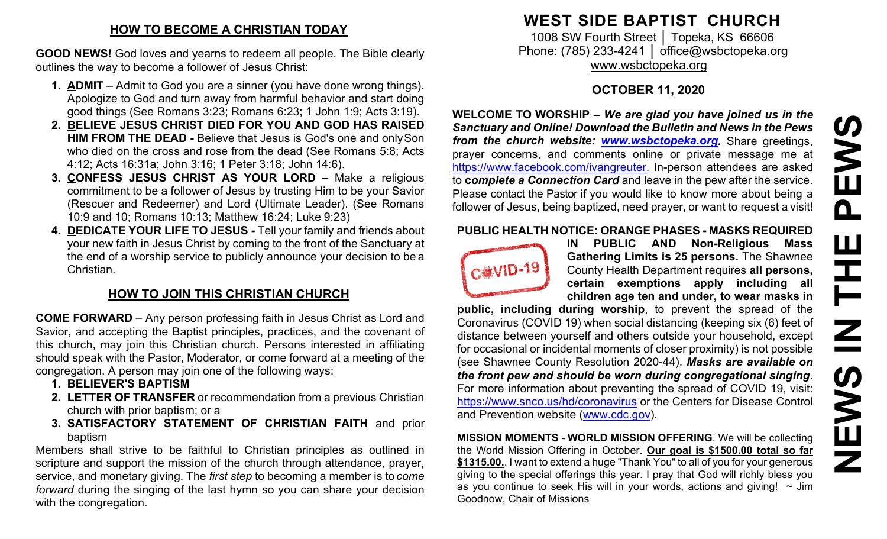## HOW TO BECOME A CHRISTIAN TODAY

**GOOD NEWS!** God loves and yearns to redeem all people. The Bible clearly outlines the way to become a follower of Jesus Christ:

1. **ADMIT** – Admit to God you are a sinner (you have done wrong things). Apologize to God and turn away from harmful behavior and start doing good things (See Romans 3:23; Romans 6:23; 1 John 1:9; Acts 3:19).
2. **BELIEVE JESUS CHRIST DIED FOR YOU AND GOD HAS RAISED HIM FROM THE DEAD -** Believe that Jesus is God's one and only Son who died on the cross and rose from the dead (See Romans 5:8; Acts 4:12; Acts 16:31a; John 3:16; 1 Peter 3:18; John 14:6).
3. **CONFESS JESUS CHRIST AS YOUR LORD –** Make a religious commitment to be a follower of Jesus by trusting Him to be your Savior (Rescuer and Redeemer) and Lord (Ultimate Leader). (See Romans 10:9 and 10; Romans 10:13; Matthew 16:24; Luke 9:23)
4. **DEDICATE YOUR LIFE TO JESUS -** Tell your family and friends about your new faith in Jesus Christ by coming to the front of the Sanctuary at the end of a worship service to publicly announce your decision to be a Christian.

## HOW TO JOIN THIS CHRISTIAN CHURCH

**COME FORWARD** – Any person professing faith in Jesus Christ as Lord and Savior, and accepting the Baptist principles, practices, and the covenant of this church, may join this Christian church. Persons interested in affiliating should speak with the Pastor, Moderator, or come forward at a meeting of the congregation. A person may join one of the following ways:

1. **BELIEVER'S BAPTISM**
2. **LETTER OF TRANSFER** or recommendation from a previous Christian church with prior baptism; or a
3. **SATISFACTORY STATEMENT OF CHRISTIAN FAITH** and prior baptism

Members shall strive to be faithful to Christian principles as outlined in scripture and support the mission of the church through attendance, prayer, service, and monetary giving. The *first step* to becoming a member is to *come forward* during the singing of the last hymn so you can share your decision with the congregation.

# WEST SIDE BAPTIST CHURCH

1008 SW Fourth Street │ Topeka, KS 66606
Phone: (785) 233-4241 │ office@wsbctopeka.org
www.wsbctopeka.org

### OCTOBER 11, 2020

**WELCOME TO WORSHIP –** ***We are glad you have joined us in the Sanctuary and Online! Download the Bulletin and News in the Pews from the church website: www.wsbctopeka.org.*** Share greetings, prayer concerns, and comments online or private message me at https://www.facebook.com/ivangreuter. In-person attendees are asked to ***complete a Connection Card*** and leave in the pew after the service. Please contact the Pastor if you would like to know more about being a follower of Jesus, being baptized, need prayer, or want to request a visit!

**PUBLIC HEALTH NOTICE: ORANGE PHASES - MASKS REQUIRED IN PUBLIC AND Non-Religious Mass Gathering Limits is 25 persons.** The Shawnee County Health Department requires **all persons, certain exemptions apply including all children age ten and under, to wear masks in public, including during worship**, to prevent the spread of the Coronavirus (COVID 19) when social distancing (keeping six (6) feet of distance between yourself and others outside your household, except for occasional or incidental moments of closer proximity) is not possible (see Shawnee County Resolution 2020-44). ***Masks are available on the front pew and should be worn during congregational singing***. For more information about preventing the spread of COVID 19, visit: https://www.snco.us/hd/coronavirus or the Centers for Disease Control and Prevention website (www.cdc.gov).

**MISSION MOMENTS** - **WORLD MISSION OFFERING**. We will be collecting the World Mission Offering in October. **Our goal is $1500.00 total so far $1315.00.**. I want to extend a huge "Thank You" to all of you for your generous giving to the special offerings this year. I pray that God will richly bless you as you continue to seek His will in your words, actions and giving! ~ Jim Goodnow, Chair of Missions

# NEWS IN THE PEWS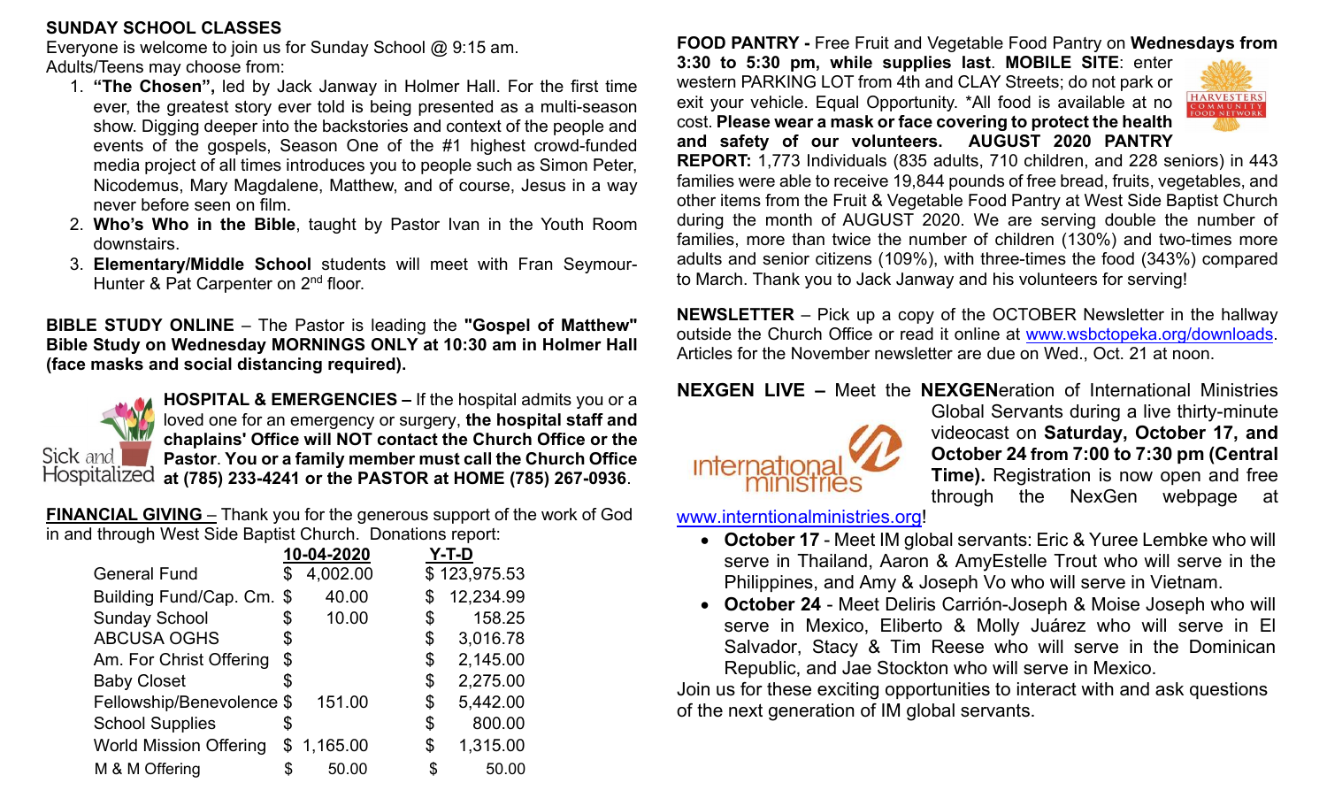**SUNDAY SCHOOL CLASSES**

Everyone is welcome to join us for Sunday School @ 9:15 am.
Adults/Teens may choose from:

1. **"The Chosen",** led by Jack Janway in Holmer Hall. For the first time ever, the greatest story ever told is being presented as a multi-season show. Digging deeper into the backstories and context of the people and events of the gospels, Season One of the #1 highest crowd-funded media project of all times introduces you to people such as Simon Peter, Nicodemus, Mary Magdalene, Matthew, and of course, Jesus in a way never before seen on film.
2. **Who's Who in the Bible**, taught by Pastor Ivan in the Youth Room downstairs.
3. **Elementary/Middle School** students will meet with Fran Seymour-Hunter & Pat Carpenter on 2nd floor.

**BIBLE STUDY ONLINE** – The Pastor is leading the **"Gospel of Matthew" Bible Study on Wednesday MORNINGS ONLY at 10:30 am in Holmer Hall (face masks and social distancing required).**

Sick and Hospitalized

**HOSPITAL & EMERGENCIES –** If the hospital admits you or a loved one for an emergency or surgery, **the hospital staff and chaplains' Office will NOT contact the Church Office or the Pastor**. **You or a family member must call the Church Office at (785) 233-4241 or the PASTOR at HOME (785) 267-0936**.

**FINANCIAL GIVING** – Thank you for the generous support of the work of God in and through West Side Baptist Church. Donations report:

| | 10-04-2020 | Y-T-D |
|---|---|---|
| General Fund | $ 4,002.00 | $ 123,975.53 |
| Building Fund/Cap. Cm. | $ 40.00 | $ 12,234.99 |
| Sunday School | $ 10.00 | $ 158.25 |
| ABCUSA OGHS | $ | $ 3,016.78 |
| Am. For Christ Offering | $ | $ 2,145.00 |
| Baby Closet | $ | $ 2,275.00 |
| Fellowship/Benevolence | $ 151.00 | $ 5,442.00 |
| School Supplies | $ | $ 800.00 |
| World Mission Offering | $ 1,165.00 | $ 1,315.00 |
| M & M Offering | $ 50.00 | $ 50.00 |

**FOOD PANTRY -** Free Fruit and Vegetable Food Pantry on **Wednesdays from 3:30 to 5:30 pm, while supplies last**. **MOBILE SITE**: enter western PARKING LOT from 4th and CLAY Streets; do not park or exit your vehicle. Equal Opportunity. *All food is available at no cost. **Please wear a mask or face covering to protect the health and safety of our volunteers. AUGUST 2020 PANTRY REPORT:** 1,773 Individuals (835 adults, 710 children, and 228 seniors) in 443 families were able to receive 19,844 pounds of free bread, fruits, vegetables, and other items from the Fruit & Vegetable Food Pantry at West Side Baptist Church during the month of AUGUST 2020. We are serving double the number of families, more than twice the number of children (130%) and two-times more adults and senior citizens (109%), with three-times the food (343%) compared to March. Thank you to Jack Janway and his volunteers for serving!

**NEWSLETTER** – Pick up a copy of the OCTOBER Newsletter in the hallway outside the Church Office or read it online at www.wsbctopeka.org/downloads. Articles for the November newsletter are due on Wed., Oct. 21 at noon.

**NEXGEN LIVE –** Meet the **NEXGEN**eration of International Ministries Global Servants during a live thirty-minute videocast on **Saturday, October 17, and October 24 from 7:00 to 7:30 pm (Central Time).** Registration is now open and free through the NexGen webpage at www.interntionalministries.org!

- **October 17** - Meet IM global servants: Eric & Yuree Lembke who will serve in Thailand, Aaron & AmyEstelle Trout who will serve in the Philippines, and Amy & Joseph Vo who will serve in Vietnam.
- **October 24** - Meet Deliris Carrión-Joseph & Moise Joseph who will serve in Mexico, Eliberto & Molly Juárez who will serve in El Salvador, Stacy & Tim Reese who will serve in the Dominican Republic, and Jae Stockton who will serve in Mexico.

Join us for these exciting opportunities to interact with and ask questions of the next generation of IM global servants.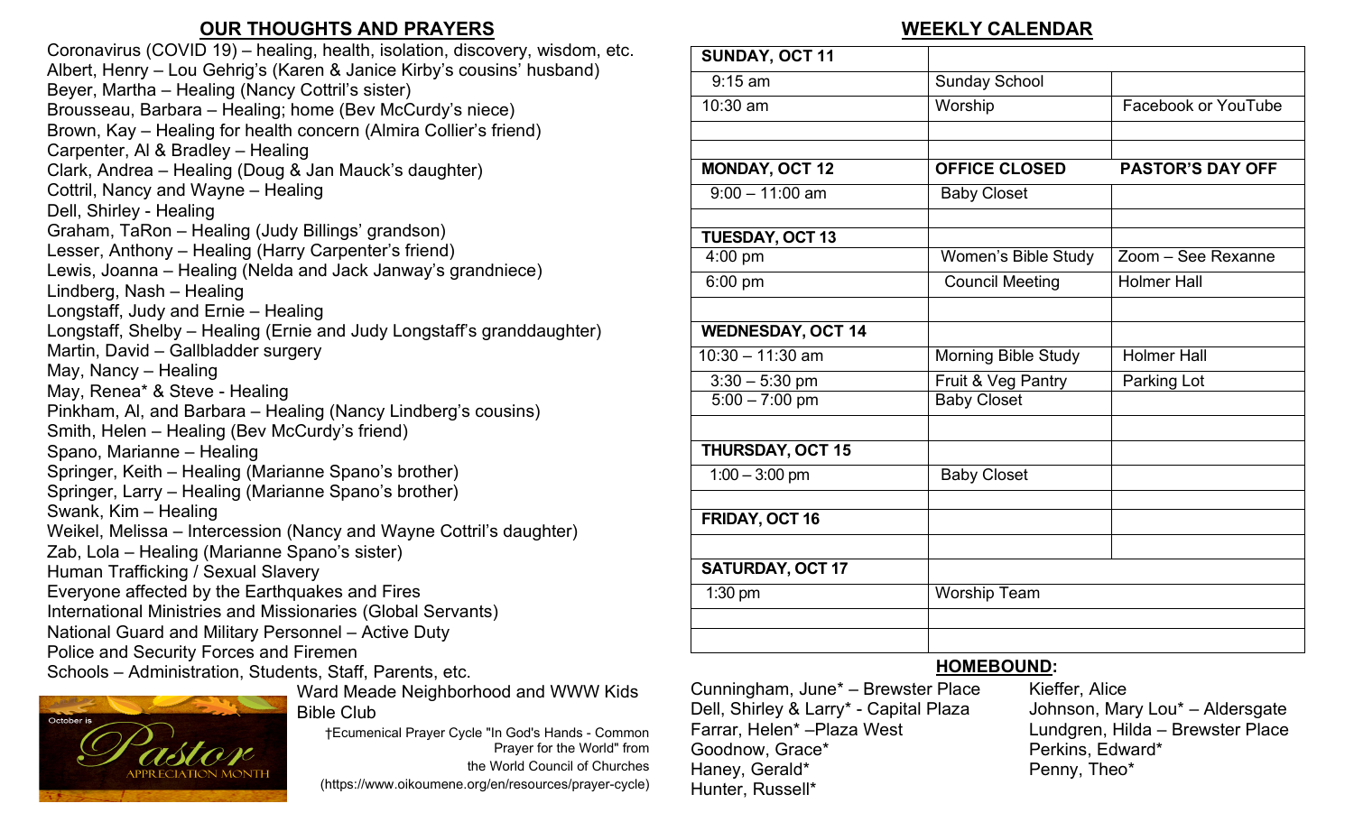## OUR THOUGHTS AND PRAYERS

Coronavirus (COVID 19) – healing, health, isolation, discovery, wisdom, etc.
Albert, Henry – Lou Gehrig's (Karen & Janice Kirby's cousins' husband)
Beyer, Martha – Healing (Nancy Cottril's sister)
Brousseau, Barbara – Healing; home (Bev McCurdy's niece)
Brown, Kay – Healing for health concern (Almira Collier's friend)
Carpenter, Al & Bradley – Healing
Clark, Andrea – Healing (Doug & Jan Mauck's daughter)
Cottril, Nancy and Wayne – Healing
Dell, Shirley - Healing
Graham, TaRon – Healing (Judy Billings' grandson)
Lesser, Anthony – Healing (Harry Carpenter's friend)
Lewis, Joanna – Healing (Nelda and Jack Janway's grandniece)
Lindberg, Nash – Healing
Longstaff, Judy and Ernie – Healing
Longstaff, Shelby – Healing (Ernie and Judy Longstaff's granddaughter)
Martin, David – Gallbladder surgery
May, Nancy – Healing
May, Renea* & Steve - Healing
Pinkham, Al, and Barbara – Healing (Nancy Lindberg's cousins)
Smith, Helen – Healing (Bev McCurdy's friend)
Spano, Marianne – Healing
Springer, Keith – Healing (Marianne Spano's brother)
Springer, Larry – Healing (Marianne Spano's brother)
Swank, Kim – Healing
Weikel, Melissa – Intercession (Nancy and Wayne Cottril's daughter)
Zab, Lola – Healing (Marianne Spano's sister)
Human Trafficking / Sexual Slavery
Everyone affected by the Earthquakes and Fires
International Ministries and Missionaries (Global Servants)
National Guard and Military Personnel – Active Duty
Police and Security Forces and Firemen
Schools – Administration, Students, Staff, Parents, etc.
Ward Meade Neighborhood and WWW Kids Bible Club

October is Pastor Appreciation Month

†Ecumenical Prayer Cycle "In God's Hands - Common Prayer for the World" from the World Council of Churches (https://www.oikoumene.org/en/resources/prayer-cycle)

## WEEKLY CALENDAR

| | | |
|---|---|---|
| **SUNDAY, OCT 11** | | |
| 9:15 am | Sunday School | |
| 10:30 am | Worship | Facebook or YouTube |
| | | |
| | | |
| **MONDAY, OCT 12** | **OFFICE CLOSED** | **PASTOR'S DAY OFF** |
| 9:00 – 11:00 am | Baby Closet | |
| | | |
| **TUESDAY, OCT 13** | | |
| 4:00 pm | Women's Bible Study | Zoom – See Rexanne |
| 6:00 pm | Council Meeting | Holmer Hall |
| | | |
| **WEDNESDAY, OCT 14** | | |
| 10:30 – 11:30 am | Morning Bible Study | Holmer Hall |
| 3:30 – 5:30 pm | Fruit & Veg Pantry | Parking Lot |
| 5:00 – 7:00 pm | Baby Closet | |
| | | |
| **THURSDAY, OCT 15** | | |
| 1:00 – 3:00 pm | Baby Closet | |
| | | |
| **FRIDAY, OCT 16** | | |
| | | |
| **SATURDAY, OCT 17** | | |
| 1:30 pm | Worship Team | |
| | | |
| | | |

## HOMEBOUND:

Cunningham, June* – Brewster Place
Dell, Shirley & Larry* - Capital Plaza
Farrar, Helen* –Plaza West
Goodnow, Grace*
Haney, Gerald*
Hunter, Russell*
Kieffer, Alice
Johnson, Mary Lou* – Aldersgate
Lundgren, Hilda – Brewster Place
Perkins, Edward*
Penny, Theo*